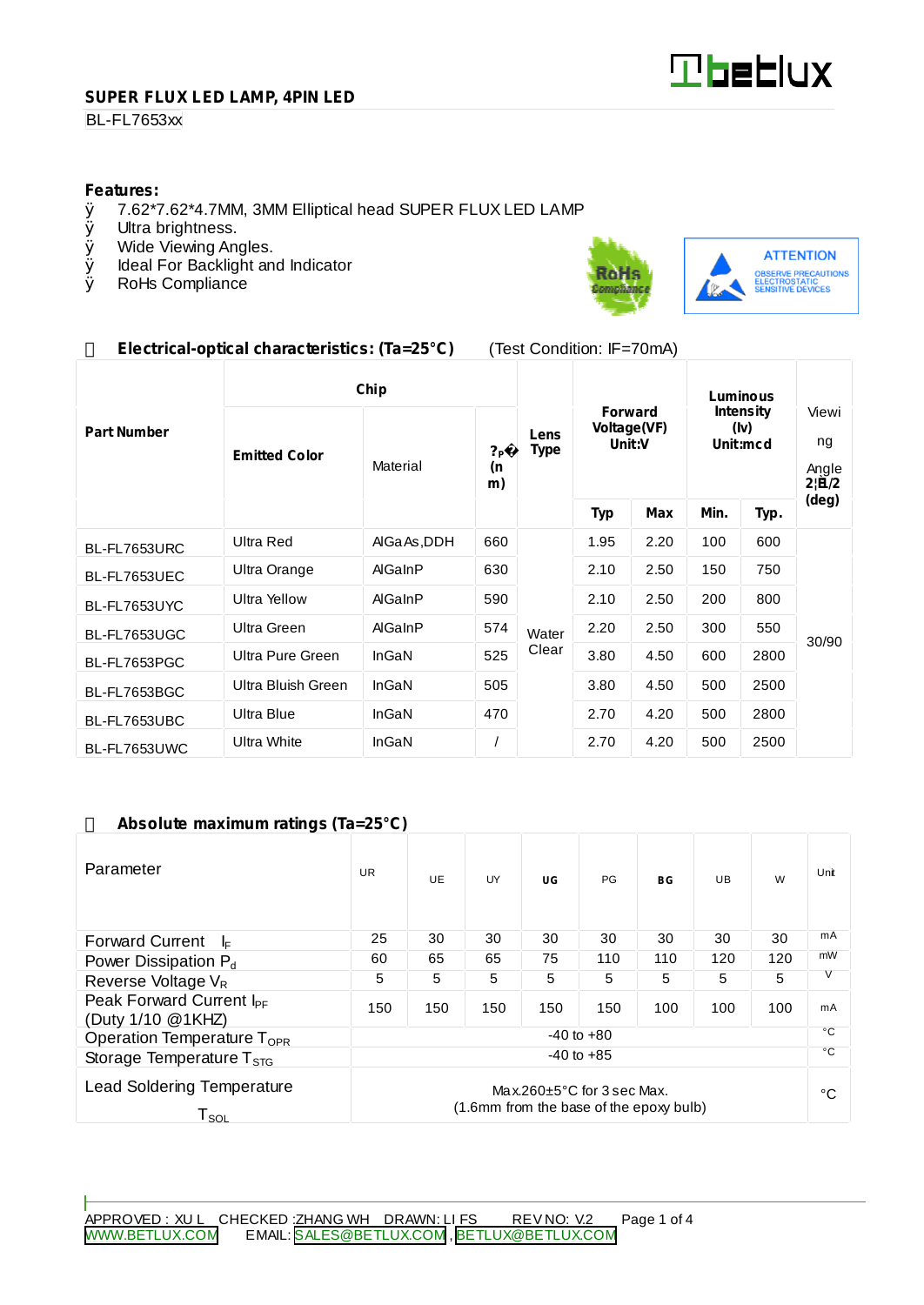## SUPER FLUX LED LAMP, 4PIN LED

BL-FL7653xx

**Features:**

- 7.62*7.62*4.7MM, 3MM Elliptical head SUPER FLUX LED LAMP
- Ultra brightness.
- Wide Viewing Angles.
- Ideal For Backlight and Indicator
- RoHs Compliance

ATTENTION
OBSERVE PRECAUTIONS ELECTROSTATIC SENSITIVE DEVICES

**Electrical-optical characteristics: (Ta=25°C)** (Test Condition: IF=70mA)

| Part Number | Chip | | | Lens Type | Forward Voltage(VF) Unit:V | | Luminous Intensity (Iv) Unit:mcd | | Viewing Angle 2θ1/2 (deg) |
|---|---|---|---|---|---|---|---|---|---|
| | Emitted Color | Material | λP (nm) | | Typ | Max | Min. | Typ. | |
| BL-FL7653URC | Ultra Red | AlGaAs,DDH | 660 | Water Clear | 1.95 | 2.20 | 100 | 600 | 30/90 |
| BL-FL7653UEC | Ultra Orange | AlGaInP | 630 | | 2.10 | 2.50 | 150 | 750 | |
| BL-FL7653UYC | Ultra Yellow | AlGaInP | 590 | | 2.10 | 2.50 | 200 | 800 | |
| BL-FL7653UGC | Ultra Green | AlGaInP | 574 | | 2.20 | 2.50 | 300 | 550 | |
| BL-FL7653PGC | Ultra Pure Green | InGaN | 525 | | 3.80 | 4.50 | 600 | 2800 | |
| BL-FL7653BGC | Ultra Bluish Green | InGaN | 505 | | 3.80 | 4.50 | 500 | 2500 | |
| BL-FL7653UBC | Ultra Blue | InGaN | 470 | | 2.70 | 4.20 | 500 | 2800 | |
| BL-FL7653UWC | Ultra White | InGaN | / | | 2.70 | 4.20 | 500 | 2500 | |

**Absolute maximum ratings (Ta=25°C)**

| Parameter | UR | UE | UY | UG | PG | BG | UB | W | Unit |
|---|---|---|---|---|---|---|---|---|---|
| Forward Current $I_F$ | 25 | 30 | 30 | 30 | 30 | 30 | 30 | 30 | mA |
| Power Dissipation $P_d$ | 60 | 65 | 65 | 75 | 110 | 110 | 120 | 120 | mW |
| Reverse Voltage $V_R$ | 5 | 5 | 5 | 5 | 5 | 5 | 5 | 5 | V |
| Peak Forward Current $I_{PF}$ (Duty 1/10 @1KHZ) | 150 | 150 | 150 | 150 | 150 | 100 | 100 | 100 | mA |
| Operation Temperature $T_{OPR}$ | -40 to +80 | | | | | | | | °C |
| Storage Temperature $T_{STG}$ | -40 to +85 | | | | | | | | °C |
| Lead Soldering Temperature $T_{SOL}$ | Max.260±5°C for 3 sec Max. (1.6mm from the base of the epoxy bulb) | | | | | | | | °C |

APPROVED : XU L CHECKED :ZHANG WH DRAWN: LI FS REV NO: V.2

WWW.BETLUX.COM EMAIL: SALES@BETLUX.COM , BETLUX@BETLUX.COM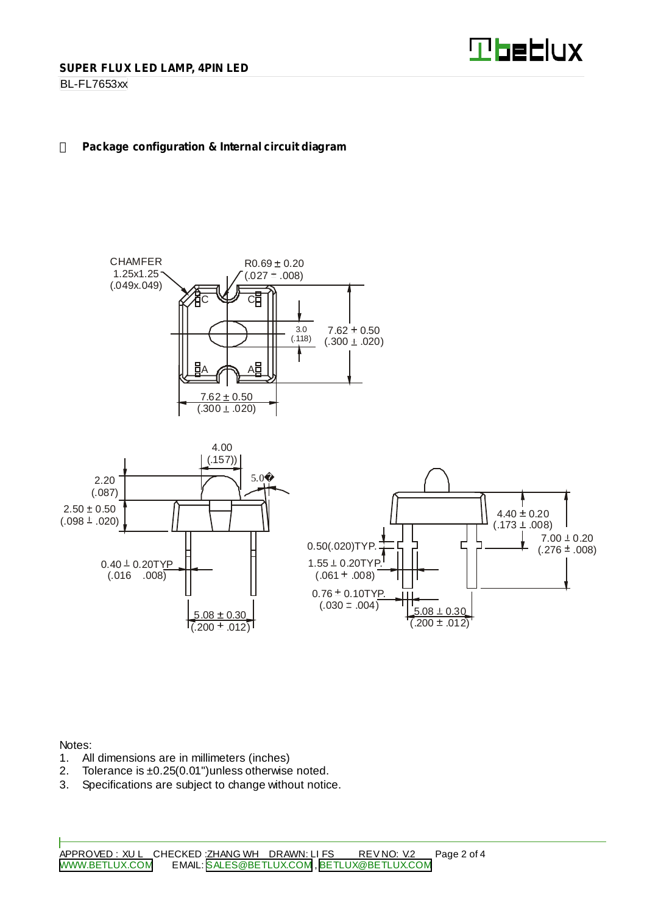## Package configuration & Internal circuit diagram

CHAMFER 1.25x1.25 (.049x.049)

R0.69 ± 0.20 (.027 ± .008)

3.0 (.118)

7.62 ± 0.50 (.300 ± .020)

7.62 ± 0.50 (.300 ± .020)

C C A A

4.00 (.157)

5.0°

2.20 (.087)

2.50 ± 0.50 (.098 ± .020)

0.40 ± 0.20TYP (.016 .008)

5.08 ± 0.30 (.200 ± .012)

0.50(.020)TYP.

1.55 ± 0.20TYP. (.061 ± .008)

0.76 ± 0.10TYP. (.030 ± .004)

5.08 ± 0.30 (.200 ± .012)

4.40 ± 0.20 (.173 ± .008)

7.00 ± 0.20 (.276 ± .008)

Notes:

1. All dimensions are in millimeters (inches)
2. Tolerance is ±0.25(0.01")unless otherwise noted.
3. Specifications are subject to change without notice.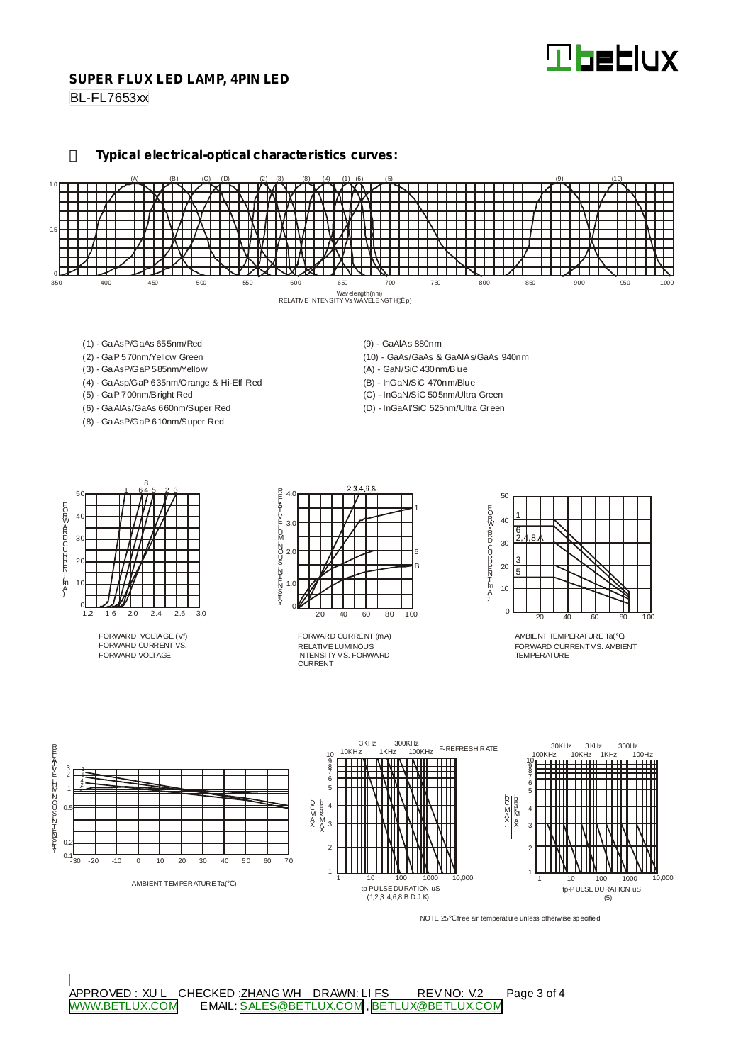## Typical electrical-optical characteristics curves:

RELATIVE INTENSITY Vs WAVELENGTH(λp)

- (1) - GaAsP/GaAs 655nm/Red
- (2) - GaP 570nm/Yellow Green
- (3) - GaAsP/GaP 585nm/Yellow
- (4) - GaAsp/GaP 635nm/Orange & Hi-Eff Red
- (5) - GaP 700nm/Bright Red
- (6) - GaAlAs/GaAs 660nm/Super Red
- (8) - GaAsP/GaP 610nm/Super Red
- (9) - GaAlAs 880nm
- (10) - GaAs/GaAs & GaAlAs/GaAs 940nm
- (A) - GaN/SiC 430nm/Blue
- (B) - InGaN/SiC 470nm/Blue
- (C) - InGaN/SiC 505nm/Ultra Green
- (D) - InGaAl/SiC 525nm/Ultra Green

FORWARD CURRENT VS. FORWARD VOLTAGE

RELATIVE LUMINOUS INTENSITY VS. FORWARD CURRENT

FORWARD CURRENT VS. AMBIENT TEMPERATURE

AMBIENT TEMPERATURE Ta(℃)

tp-PULSE DURATION uS (1,2,3,4,6,8,B.D.J.K)

tp-PULSE DURATION uS (5)

NOTE:25℃ free air temperature unless otherwise specified

APPROVED : XU L CHECKED :ZHANG WH DRAWN: LI FS REV NO: V.2

WWW.BETLUX.COM EMAIL: SALES@BETLUX.COM , BETLUX@BETLUX.COM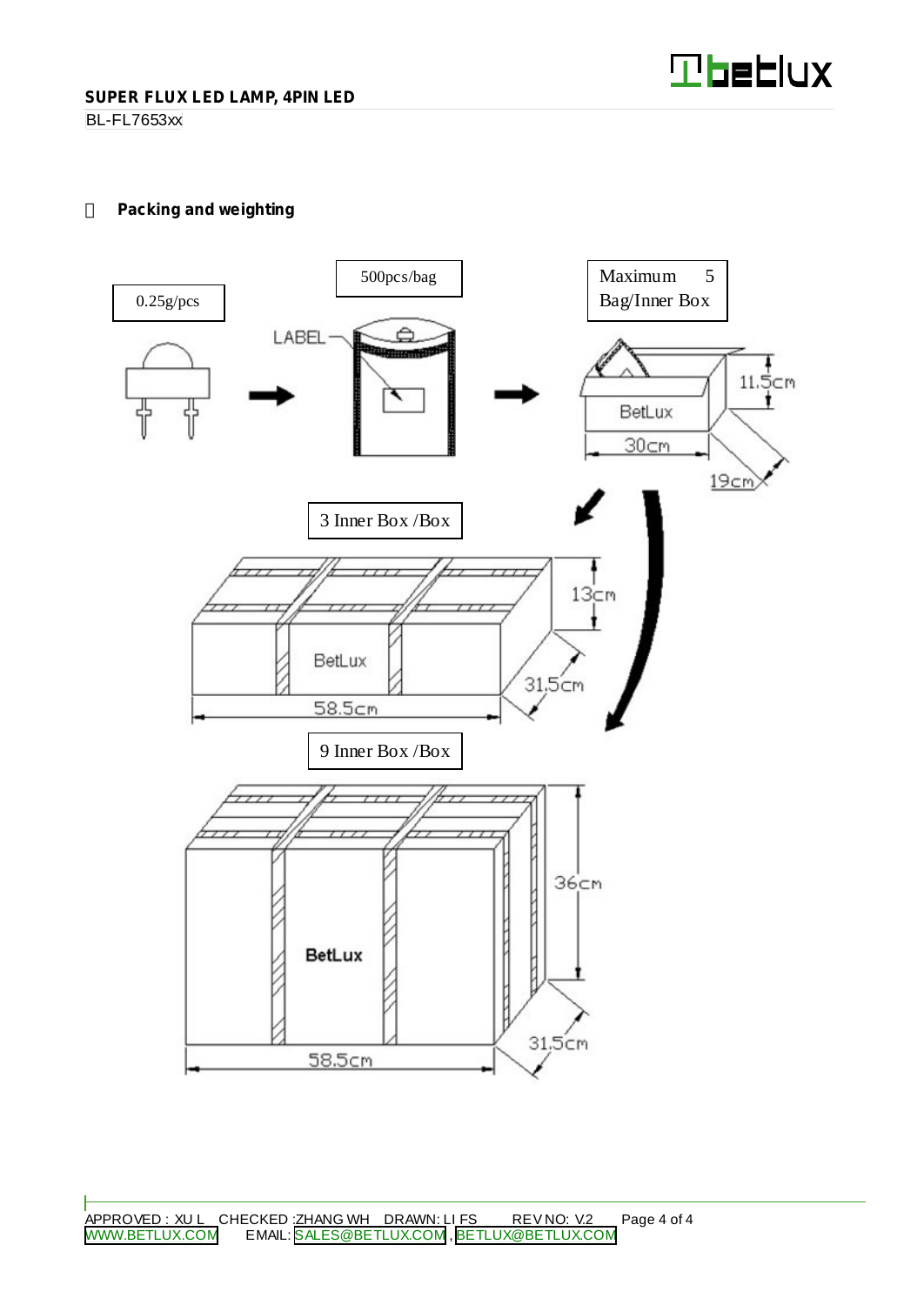## Packing and weighting

0.25g/pcs

500pcs/bag

LABEL

Maximum 5 Bag/Inner Box

BetLux

11.5cm

30cm

19cm

3 Inner Box /Box

13cm

BetLux

31.5cm

58.5cm

9 Inner Box /Box

36cm

BetLux

31.5cm

58.5cm